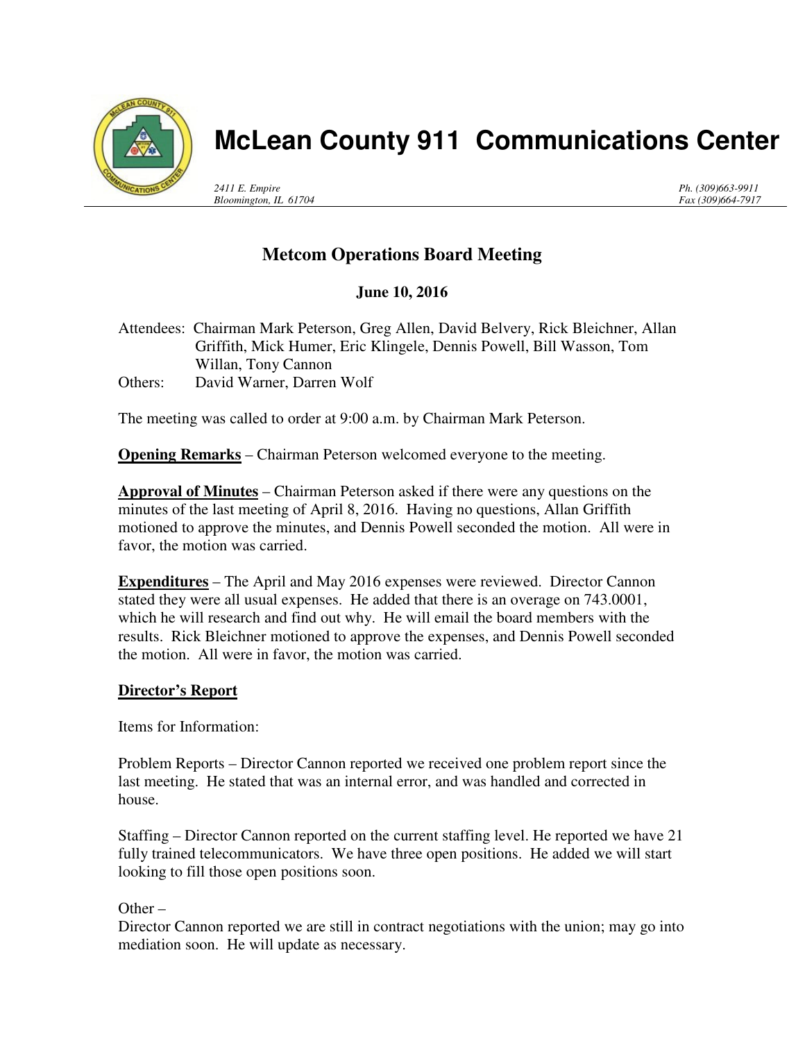# McLean County 911 Communications Center

*2411 E. Empire*
*Bloomington, IL 61704*

*Ph. (309)663-9911*
*Fax (309)664-7917*

## Metcom Operations Board Meeting

**June 10, 2016**

Attendees: Chairman Mark Peterson, Greg Allen, David Belvery, Rick Bleichner, Allan Griffith, Mick Humer, Eric Klingele, Dennis Powell, Bill Wasson, Tom Willan, Tony Cannon
Others: David Warner, Darren Wolf

The meeting was called to order at 9:00 a.m. by Chairman Mark Peterson.

**Opening Remarks** – Chairman Peterson welcomed everyone to the meeting.

**Approval of Minutes** – Chairman Peterson asked if there were any questions on the minutes of the last meeting of April 8, 2016. Having no questions, Allan Griffith motioned to approve the minutes, and Dennis Powell seconded the motion. All were in favor, the motion was carried.

**Expenditures** – The April and May 2016 expenses were reviewed. Director Cannon stated they were all usual expenses. He added that there is an overage on 743.0001, which he will research and find out why. He will email the board members with the results. Rick Bleichner motioned to approve the expenses, and Dennis Powell seconded the motion. All were in favor, the motion was carried.

**Director's Report**

Items for Information:

Problem Reports – Director Cannon reported we received one problem report since the last meeting. He stated that was an internal error, and was handled and corrected in house.

Staffing – Director Cannon reported on the current staffing level. He reported we have 21 fully trained telecommunicators. We have three open positions. He added we will start looking to fill those open positions soon.

Other –
Director Cannon reported we are still in contract negotiations with the union; may go into mediation soon. He will update as necessary.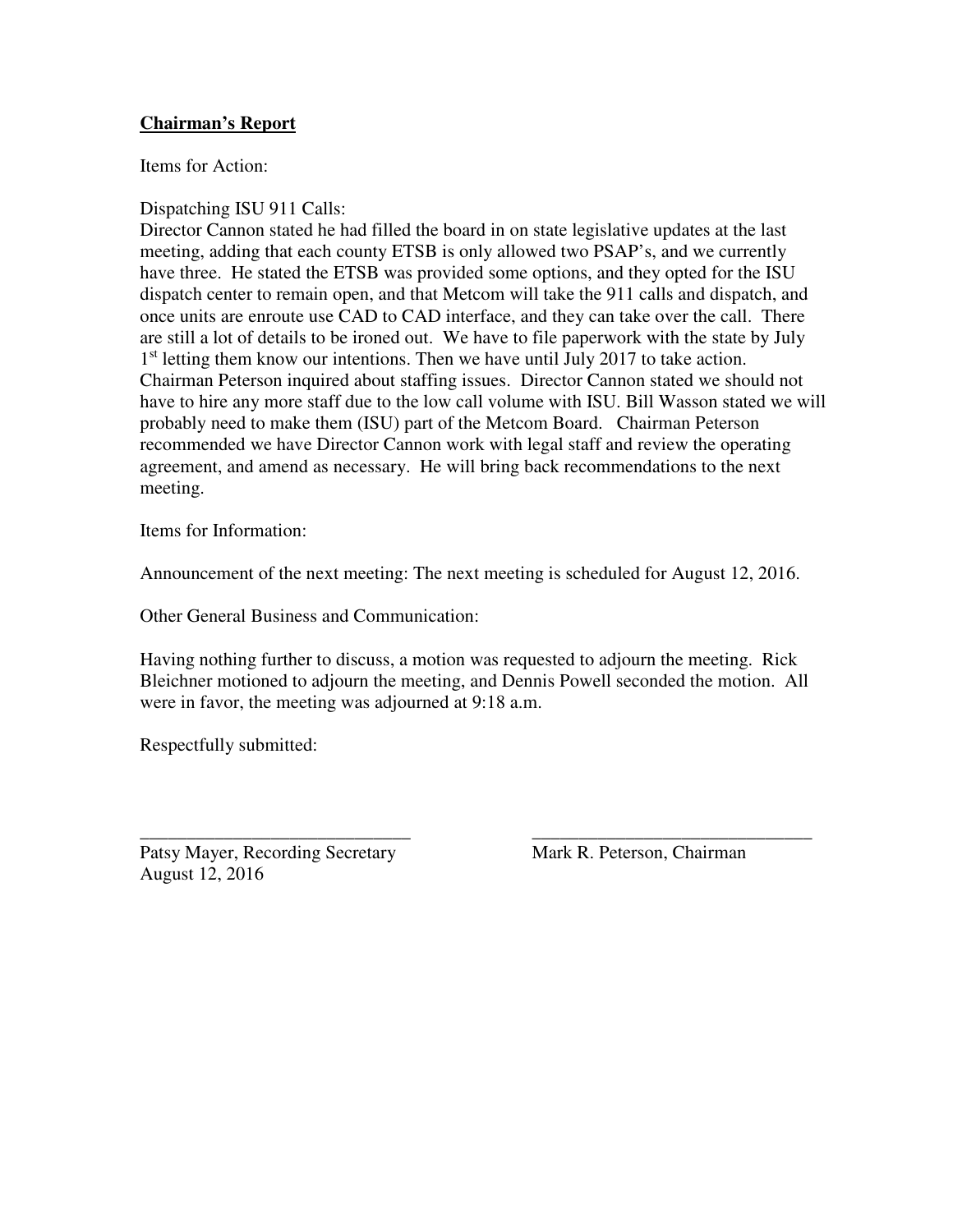**Chairman's Report**

Items for Action:

Dispatching ISU 911 Calls:
Director Cannon stated he had filled the board in on state legislative updates at the last meeting, adding that each county ETSB is only allowed two PSAP's, and we currently have three. He stated the ETSB was provided some options, and they opted for the ISU dispatch center to remain open, and that Metcom will take the 911 calls and dispatch, and once units are enroute use CAD to CAD interface, and they can take over the call. There are still a lot of details to be ironed out. We have to file paperwork with the state by July 1st letting them know our intentions. Then we have until July 2017 to take action. Chairman Peterson inquired about staffing issues. Director Cannon stated we should not have to hire any more staff due to the low call volume with ISU. Bill Wasson stated we will probably need to make them (ISU) part of the Metcom Board. Chairman Peterson recommended we have Director Cannon work with legal staff and review the operating agreement, and amend as necessary. He will bring back recommendations to the next meeting.

Items for Information:

Announcement of the next meeting: The next meeting is scheduled for August 12, 2016.

Other General Business and Communication:

Having nothing further to discuss, a motion was requested to adjourn the meeting. Rick Bleichner motioned to adjourn the meeting, and Dennis Powell seconded the motion. All were in favor, the meeting was adjourned at 9:18 a.m.

Respectfully submitted:

_____________________________ _____________________________

Patsy Mayer, Recording Secretary Mark R. Peterson, Chairman
August 12, 2016